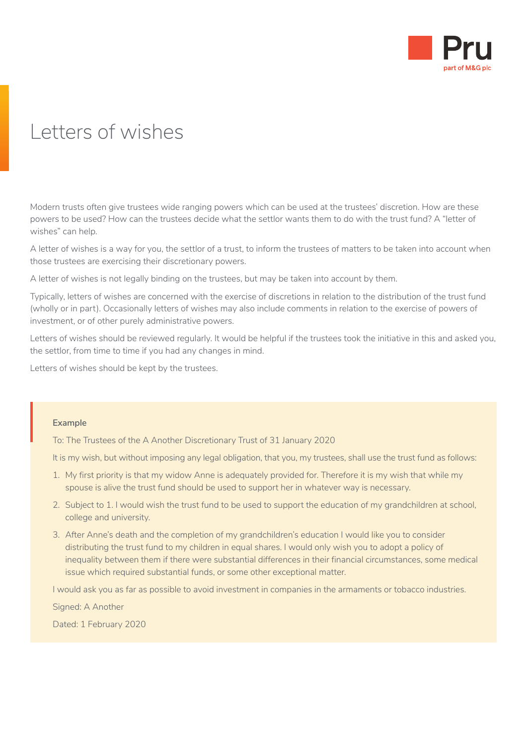# Letters of wishes

Modern trusts often give trustees wide ranging powers which can be used at the trustees' discretion. How are these powers to be used? How can the trustees decide what the settlor wants them to do with the trust fund? A "letter of wishes" can help.

A letter of wishes is a way for you, the settlor of a trust, to inform the trustees of matters to be taken into account when those trustees are exercising their discretionary powers.

A letter of wishes is not legally binding on the trustees, but may be taken into account by them.

Typically, letters of wishes are concerned with the exercise of discretions in relation to the distribution of the trust fund (wholly or in part). Occasionally letters of wishes may also include comments in relation to the exercise of powers of investment, or of other purely administrative powers.

Letters of wishes should be reviewed regularly. It would be helpful if the trustees took the initiative in this and asked you, the settlor, from time to time if you had any changes in mind.

Letters of wishes should be kept by the trustees.

**Example**

To: The Trustees of the A Another Discretionary Trust of 31 January 2020

It is my wish, but without imposing any legal obligation, that you, my trustees, shall use the trust fund as follows:

1. My first priority is that my widow Anne is adequately provided for. Therefore it is my wish that while my spouse is alive the trust fund should be used to support her in whatever way is necessary.
2. Subject to 1. I would wish the trust fund to be used to support the education of my grandchildren at school, college and university.
3. After Anne's death and the completion of my grandchildren's education I would like you to consider distributing the trust fund to my children in equal shares. I would only wish you to adopt a policy of inequality between them if there were substantial differences in their financial circumstances, some medical issue which required substantial funds, or some other exceptional matter.

I would ask you as far as possible to avoid investment in companies in the armaments or tobacco industries.

Signed: A Another

Dated: 1 February 2020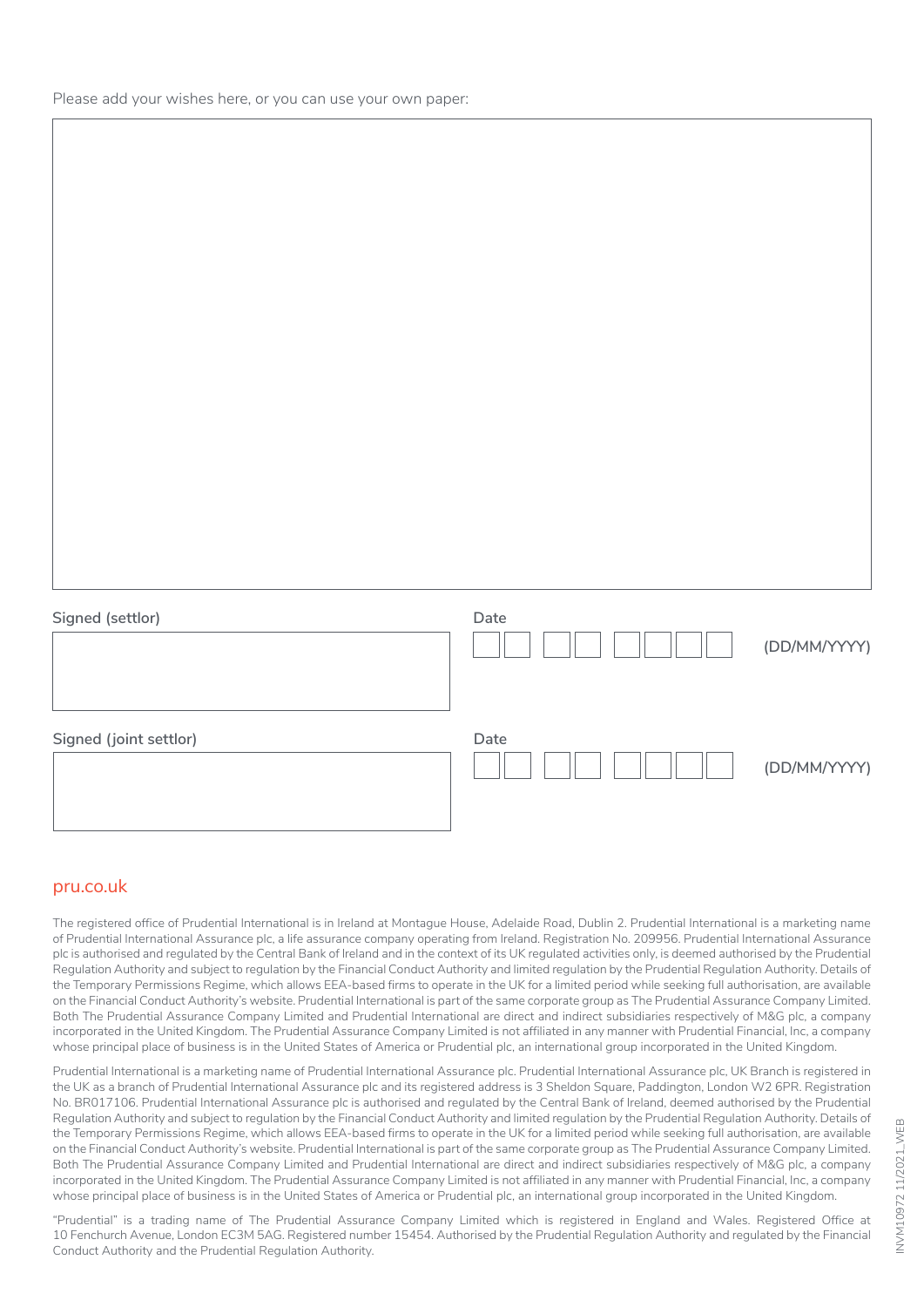Please add your wishes here, or you can use your own paper:

Signed (settlor)

Date

(DD/MM/YYYY)

Signed (joint settlor)

Date

(DD/MM/YYYY)

pru.co.uk

The registered office of Prudential International is in Ireland at Montague House, Adelaide Road, Dublin 2. Prudential International is a marketing name of Prudential International Assurance plc, a life assurance company operating from Ireland. Registration No. 209956. Prudential International Assurance plc is authorised and regulated by the Central Bank of Ireland and in the context of its UK regulated activities only, is deemed authorised by the Prudential Regulation Authority and subject to regulation by the Financial Conduct Authority and limited regulation by the Prudential Regulation Authority. Details of the Temporary Permissions Regime, which allows EEA-based firms to operate in the UK for a limited period while seeking full authorisation, are available on the Financial Conduct Authority's website. Prudential International is part of the same corporate group as The Prudential Assurance Company Limited. Both The Prudential Assurance Company Limited and Prudential International are direct and indirect subsidiaries respectively of M&G plc, a company incorporated in the United Kingdom. The Prudential Assurance Company Limited is not affiliated in any manner with Prudential Financial, Inc, a company whose principal place of business is in the United States of America or Prudential plc, an international group incorporated in the United Kingdom.

Prudential International is a marketing name of Prudential International Assurance plc. Prudential International Assurance plc, UK Branch is registered in the UK as a branch of Prudential International Assurance plc and its registered address is 3 Sheldon Square, Paddington, London W2 6PR. Registration No. BR017106. Prudential International Assurance plc is authorised and regulated by the Central Bank of Ireland, deemed authorised by the Prudential Regulation Authority and subject to regulation by the Financial Conduct Authority and limited regulation by the Prudential Regulation Authority. Details of the Temporary Permissions Regime, which allows EEA-based firms to operate in the UK for a limited period while seeking full authorisation, are available on the Financial Conduct Authority's website. Prudential International is part of the same corporate group as The Prudential Assurance Company Limited. Both The Prudential Assurance Company Limited and Prudential International are direct and indirect subsidiaries respectively of M&G plc, a company incorporated in the United Kingdom. The Prudential Assurance Company Limited is not affiliated in any manner with Prudential Financial, Inc, a company whose principal place of business is in the United States of America or Prudential plc, an international group incorporated in the United Kingdom.

"Prudential" is a trading name of The Prudential Assurance Company Limited which is registered in England and Wales. Registered Office at 10 Fenchurch Avenue, London EC3M 5AG. Registered number 15454. Authorised by the Prudential Regulation Authority and regulated by the Financial Conduct Authority and the Prudential Regulation Authority.

INVM10972 11/2021_WEB